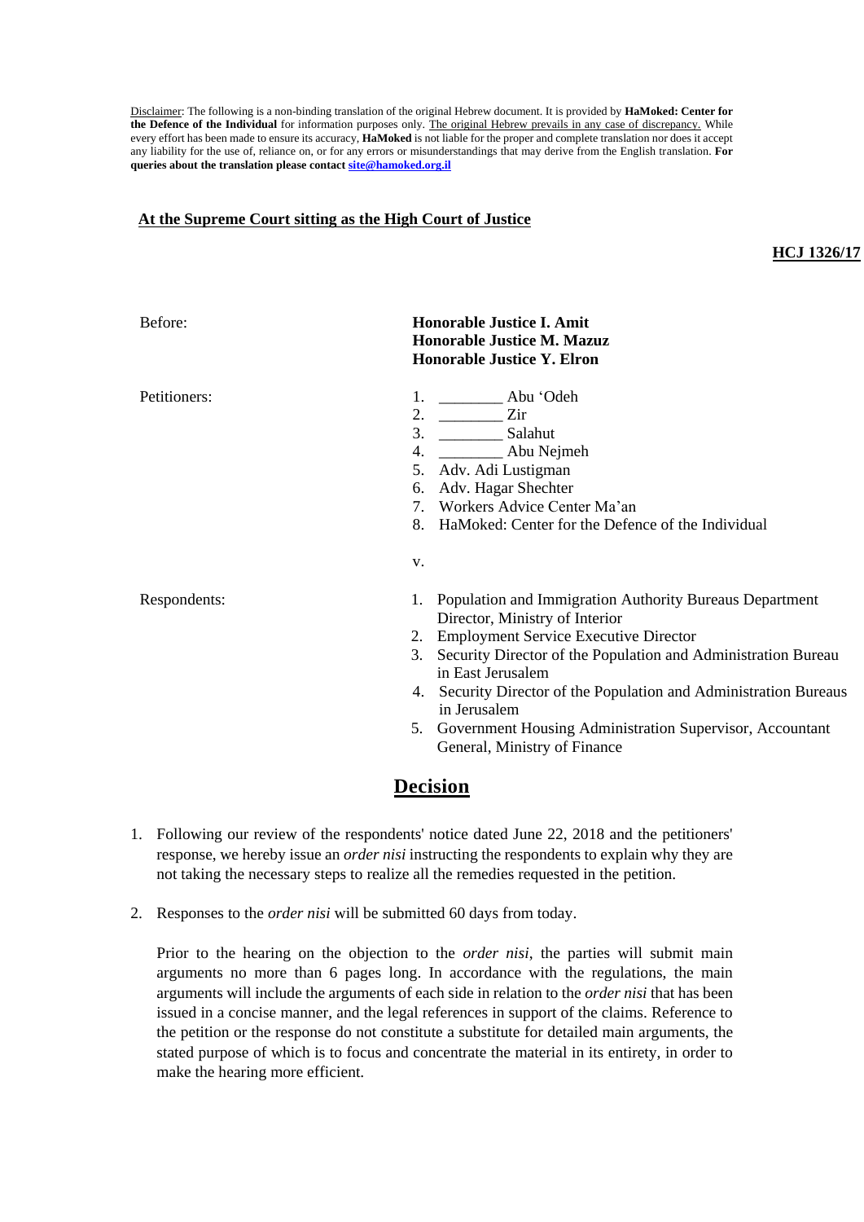<u>Disclaimer</u>: The following is a non-binding translation of the original Hebrew document. It is provided by **HaMoked: Center for the Defence of the Individual** for information purposes only. <u>The original Hebrew prevails in any case of discrepancy.</u> While every effort has been made to ensure its accuracy, **HaMoked** is not liable for the proper and complete translation nor does it accept any liability for the use of, reliance on, or for any errors or misunderstandings that may derive from the English translation. **For queries about the translation please contact site@hamoked.org.il**

**At the Supreme Court sitting as the High Court of Justice**

**HCJ 1326/17**

Before:

**Honorable Justice I. Amit**
**Honorable Justice M. Mazuz**
**Honorable Justice Y. Elron**

Petitioners:

1. ________ Abu 'Odeh
2. ________ Zir
3. ________ Salahut
4. ________ Abu Nejmeh
5. Adv. Adi Lustigman
6. Adv. Hagar Shechter
7. Workers Advice Center Ma'an
8. HaMoked: Center for the Defence of the Individual

v.

Respondents:

1. Population and Immigration Authority Bureaus Department Director, Ministry of Interior
2. Employment Service Executive Director
3. Security Director of the Population and Administration Bureau in East Jerusalem
4. Security Director of the Population and Administration Bureaus in Jerusalem
5. Government Housing Administration Supervisor, Accountant General, Ministry of Finance

# Decision

1. Following our review of the respondents' notice dated June 22, 2018 and the petitioners' response, we hereby issue an *order nisi* instructing the respondents to explain why they are not taking the necessary steps to realize all the remedies requested in the petition.

2. Responses to the *order nisi* will be submitted 60 days from today.

   Prior to the hearing on the objection to the *order nisi*, the parties will submit main arguments no more than 6 pages long. In accordance with the regulations, the main arguments will include the arguments of each side in relation to the *order nisi* that has been issued in a concise manner, and the legal references in support of the claims. Reference to the petition or the response do not constitute a substitute for detailed main arguments, the stated purpose of which is to focus and concentrate the material in its entirety, in order to make the hearing more efficient.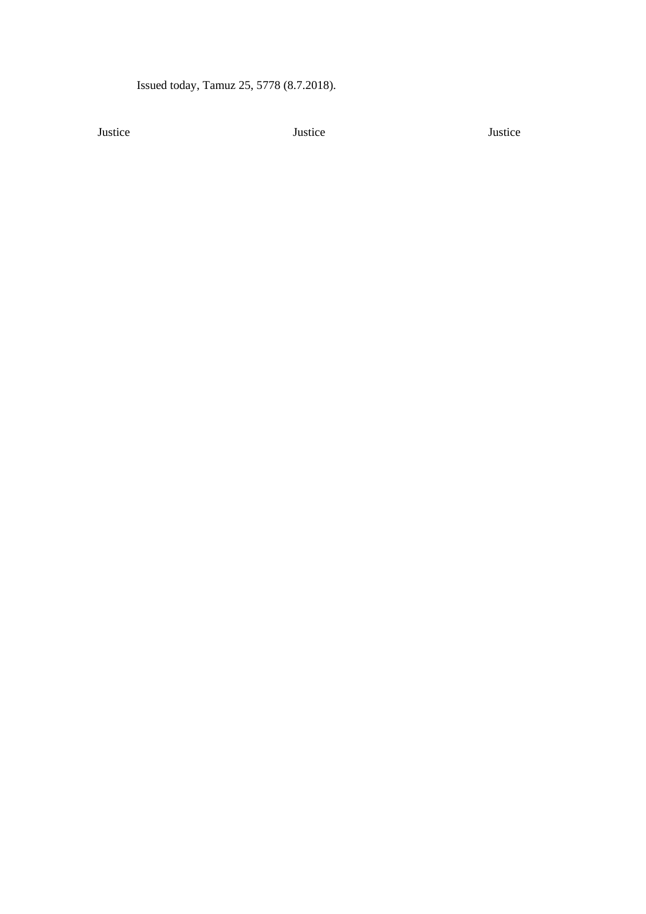Issued today, Tamuz 25, 5778 (8.7.2018).

| | | |
|---|---|---|
| Justice | Justice | Justice |